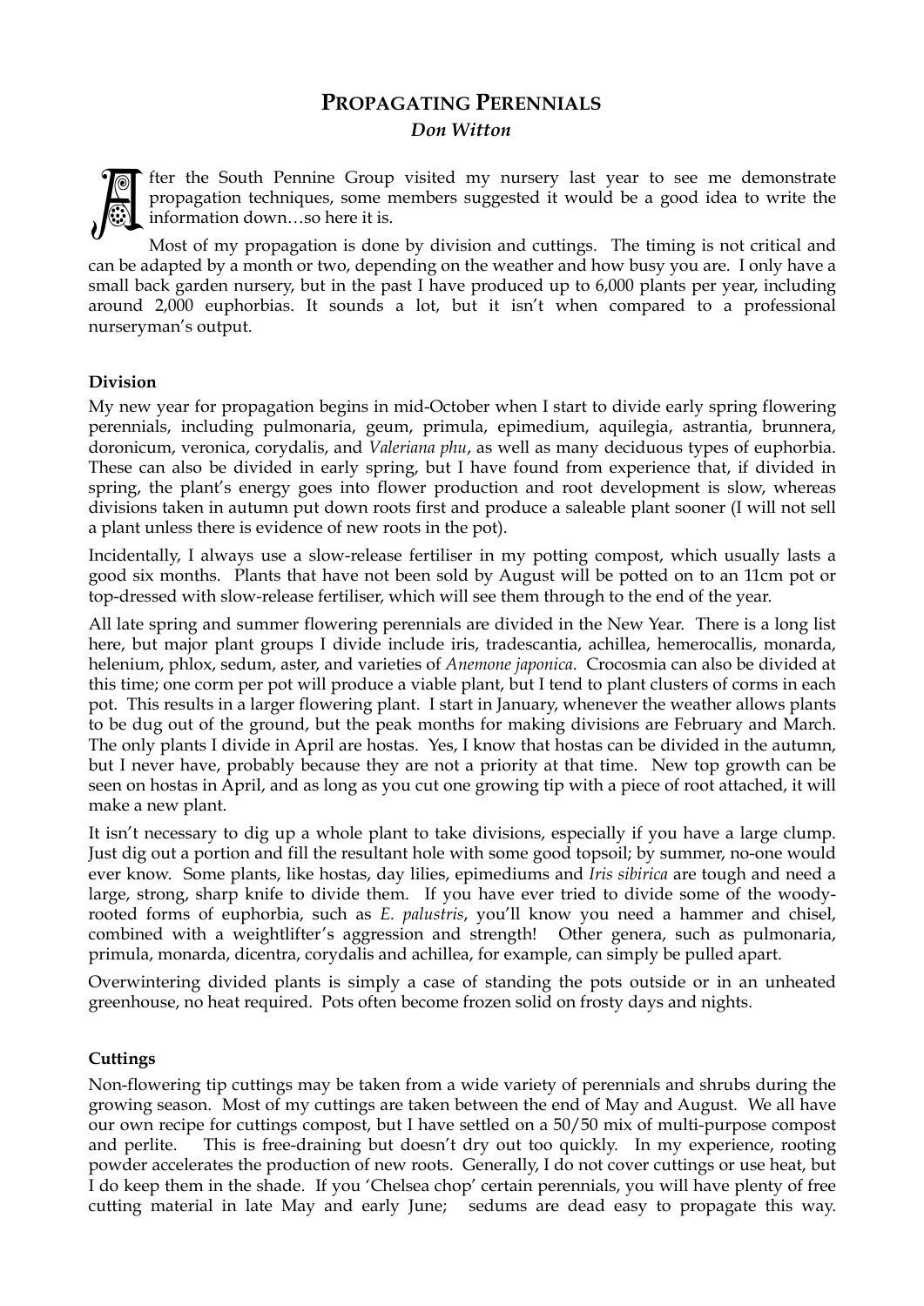# PROPAGATING PERENNIALS

*Don Witton*

After the South Pennine Group visited my nursery last year to see me demonstrate propagation techniques, some members suggested it would be a good idea to write the information down…so here it is.

Most of my propagation is done by division and cuttings. The timing is not critical and can be adapted by a month or two, depending on the weather and how busy you are. I only have a small back garden nursery, but in the past I have produced up to 6,000 plants per year, including around 2,000 euphorbias. It sounds a lot, but it isn't when compared to a professional nurseryman's output.

**Division**

My new year for propagation begins in mid-October when I start to divide early spring flowering perennials, including pulmonaria, geum, primula, epimedium, aquilegia, astrantia, brunnera, doronicum, veronica, corydalis, and *Valeriana phu*, as well as many deciduous types of euphorbia. These can also be divided in early spring, but I have found from experience that, if divided in spring, the plant's energy goes into flower production and root development is slow, whereas divisions taken in autumn put down roots first and produce a saleable plant sooner (I will not sell a plant unless there is evidence of new roots in the pot).

Incidentally, I always use a slow-release fertiliser in my potting compost, which usually lasts a good six months. Plants that have not been sold by August will be potted on to an 11cm pot or top-dressed with slow-release fertiliser, which will see them through to the end of the year.

All late spring and summer flowering perennials are divided in the New Year. There is a long list here, but major plant groups I divide include iris, tradescantia, achillea, hemerocallis, monarda, helenium, phlox, sedum, aster, and varieties of *Anemone japonica*. Crocosmia can also be divided at this time; one corm per pot will produce a viable plant, but I tend to plant clusters of corms in each pot. This results in a larger flowering plant. I start in January, whenever the weather allows plants to be dug out of the ground, but the peak months for making divisions are February and March. The only plants I divide in April are hostas. Yes, I know that hostas can be divided in the autumn, but I never have, probably because they are not a priority at that time. New top growth can be seen on hostas in April, and as long as you cut one growing tip with a piece of root attached, it will make a new plant.

It isn't necessary to dig up a whole plant to take divisions, especially if you have a large clump. Just dig out a portion and fill the resultant hole with some good topsoil; by summer, no-one would ever know. Some plants, like hostas, day lilies, epimediums and *Iris sibirica* are tough and need a large, strong, sharp knife to divide them. If you have ever tried to divide some of the woody-rooted forms of euphorbia, such as *E. palustris*, you'll know you need a hammer and chisel, combined with a weightlifter's aggression and strength! Other genera, such as pulmonaria, primula, monarda, dicentra, corydalis and achillea, for example, can simply be pulled apart.

Overwintering divided plants is simply a case of standing the pots outside or in an unheated greenhouse, no heat required. Pots often become frozen solid on frosty days and nights.

**Cuttings**

Non-flowering tip cuttings may be taken from a wide variety of perennials and shrubs during the growing season. Most of my cuttings are taken between the end of May and August. We all have our own recipe for cuttings compost, but I have settled on a 50/50 mix of multi-purpose compost and perlite. This is free-draining but doesn't dry out too quickly. In my experience, rooting powder accelerates the production of new roots. Generally, I do not cover cuttings or use heat, but I do keep them in the shade. If you 'Chelsea chop' certain perennials, you will have plenty of free cutting material in late May and early June; sedums are dead easy to propagate this way.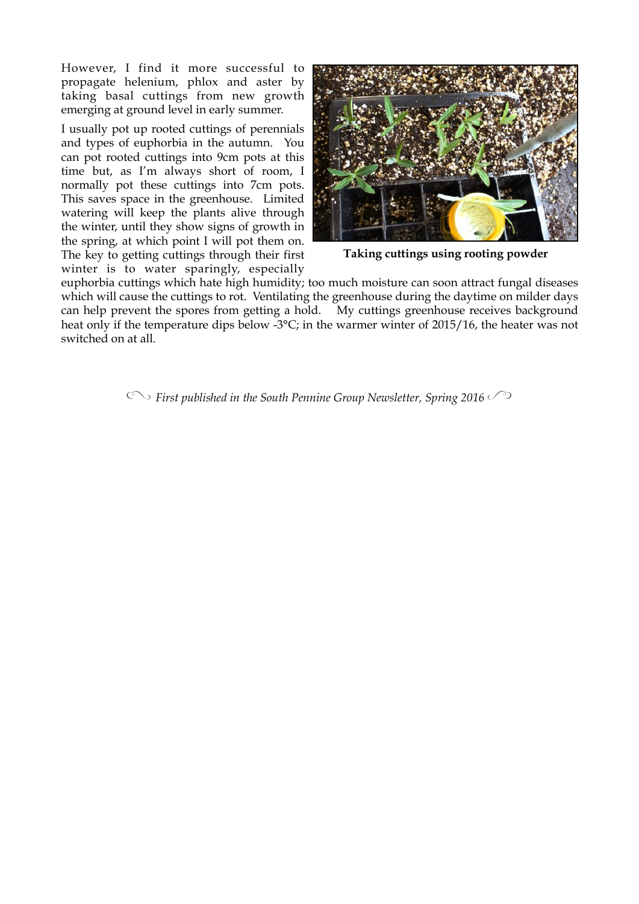However, I find it more successful to propagate helenium, phlox and aster by taking basal cuttings from new growth emerging at ground level in early summer.

I usually pot up rooted cuttings of perennials and types of euphorbia in the autumn. You can pot rooted cuttings into 9cm pots at this time but, as I'm always short of room, I normally pot these cuttings into 7cm pots. This saves space in the greenhouse. Limited watering will keep the plants alive through the winter, until they show signs of growth in the spring, at which point I will pot them on. The key to getting cuttings through their first winter is to water sparingly, especially euphorbia cuttings which hate high humidity; too much moisture can soon attract fungal diseases which will cause the cuttings to rot. Ventilating the greenhouse during the daytime on milder days can help prevent the spores from getting a hold. My cuttings greenhouse receives background heat only if the temperature dips below -3°C; in the warmer winter of 2015/16, the heater was not switched on at all.

**Taking cuttings using rooting powder**

*First published in the South Pennine Group Newsletter, Spring 2016*